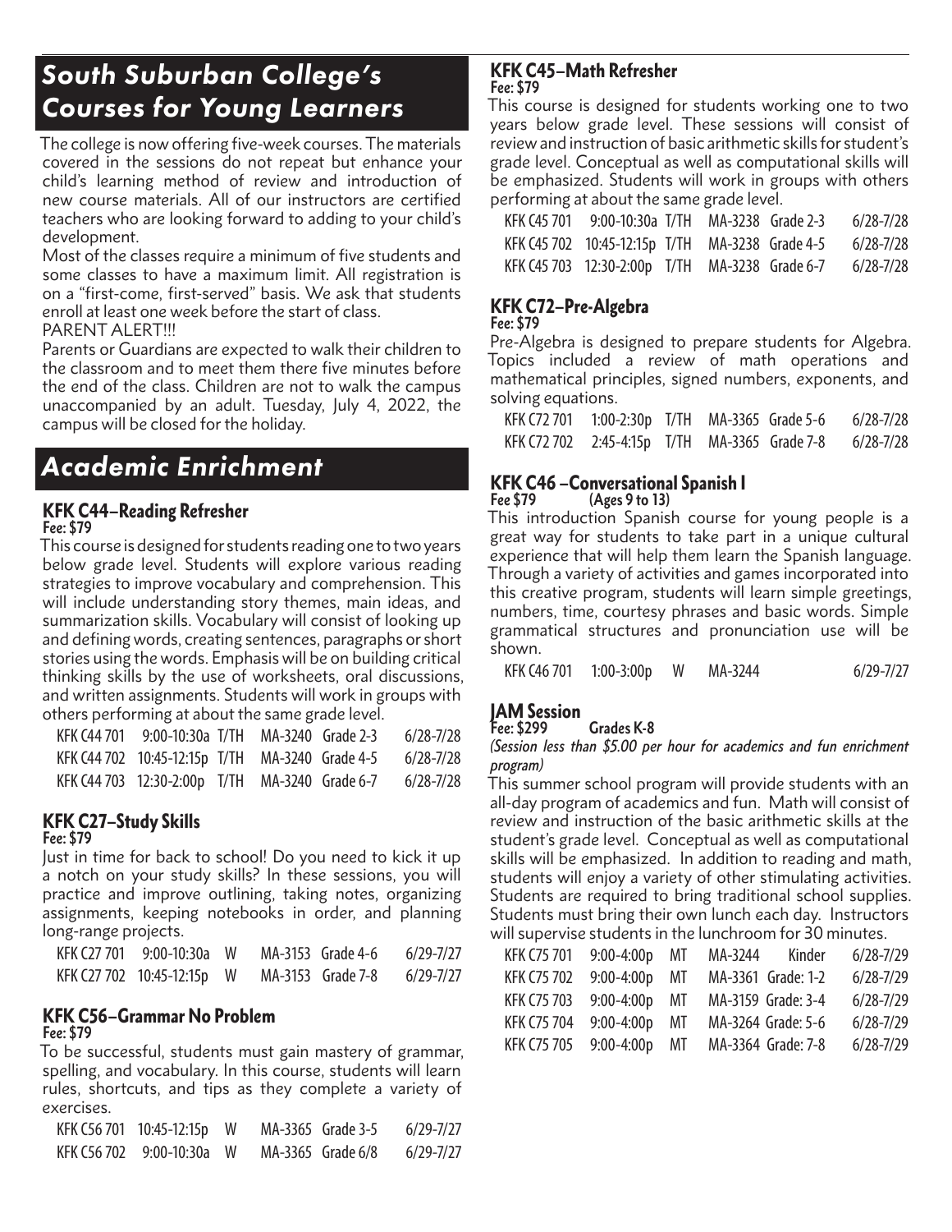## South Suburban College's Courses for Young Learners

The college is now offering five-week courses. The materials covered in the sessions do not repeat but enhance your child's learning method of review and introduction of new course materials. All of our instructors are certified teachers who are looking forward to adding to your child's development.

Most of the classes require a minimum of five students and some classes to have a maximum limit. All registration is on a "first-come, first-served" basis. We ask that students enroll at least one week before the start of class.

PARENT ALERT!!!

Parents or Guardians are expected to walk their children to the classroom and to meet them there five minutes before the end of the class. Children are not to walk the campus unaccompanied by an adult. Tuesday, July 4, 2022, the campus will be closed for the holiday.

## Academic Enrichment

### KFK C44–Reading Refresher

**Fee: $79**

This course is designed for students reading one to two years below grade level. Students will explore various reading strategies to improve vocabulary and comprehension. This will include understanding story themes, main ideas, and summarization skills. Vocabulary will consist of looking up and defining words, creating sentences, paragraphs or short stories using the words. Emphasis will be on building critical thinking skills by the use of worksheets, oral discussions, and written assignments. Students will work in groups with others performing at about the same grade level.

| | | | | | |
|---|---|---|---|---|---|
| KFK C44 701 | 9:00-10:30a | T/TH | MA-3240 | Grade 2-3 | 6/28-7/28 |
| KFK C44 702 | 10:45-12:15p | T/TH | MA-3240 | Grade 4-5 | 6/28-7/28 |
| KFK C44 703 | 12:30-2:00p | T/TH | MA-3240 | Grade 6-7 | 6/28-7/28 |

### KFK C27–Study Skills

**Fee: $79**

Just in time for back to school! Do you need to kick it up a notch on your study skills? In these sessions, you will practice and improve outlining, taking notes, organizing assignments, keeping notebooks in order, and planning long-range projects.

| | | | | | |
|---|---|---|---|---|---|
| KFK C27 701 | 9:00-10:30a | W | MA-3153 | Grade 4-6 | 6/29-7/27 |
| KFK C27 702 | 10:45-12:15p | W | MA-3153 | Grade 7-8 | 6/29-7/27 |

### KFK C56–Grammar No Problem

**Fee: $79**

To be successful, students must gain mastery of grammar, spelling, and vocabulary. In this course, students will learn rules, shortcuts, and tips as they complete a variety of exercises.

| | | | | | |
|---|---|---|---|---|---|
| KFK C56 701 | 10:45-12:15p | W | MA-3365 | Grade 3-5 | 6/29-7/27 |
| KFK C56 702 | 9:00-10:30a | W | MA-3365 | Grade 6/8 | 6/29-7/27 |

### KFK C45–Math Refresher

**Fee: $79**

This course is designed for students working one to two years below grade level. These sessions will consist of review and instruction of basic arithmetic skills for student's grade level. Conceptual as well as computational skills will be emphasized. Students will work in groups with others performing at about the same grade level.

| | | | | | |
|---|---|---|---|---|---|
| KFK C45 701 | 9:00-10:30a | T/TH | MA-3238 | Grade 2-3 | 6/28-7/28 |
| KFK C45 702 | 10:45-12:15p | T/TH | MA-3238 | Grade 4-5 | 6/28-7/28 |
| KFK C45 703 | 12:30-2:00p | T/TH | MA-3238 | Grade 6-7 | 6/28-7/28 |

### KFK C72–Pre-Algebra

**Fee: $79**

Pre-Algebra is designed to prepare students for Algebra. Topics included a review of math operations and mathematical principles, signed numbers, exponents, and solving equations.

| | | | | | |
|---|---|---|---|---|---|
| KFK C72 701 | 1:00-2:30p | T/TH | MA-3365 | Grade 5-6 | 6/28-7/28 |
| KFK C72 702 | 2:45-4:15p | T/TH | MA-3365 | Grade 7-8 | 6/28-7/28 |

### KFK C46 –Conversational Spanish I

**Fee $79 (Ages 9 to 13)**

This introduction Spanish course for young people is a great way for students to take part in a unique cultural experience that will help them learn the Spanish language. Through a variety of activities and games incorporated into this creative program, students will learn simple greetings, numbers, time, courtesy phrases and basic words. Simple grammatical structures and pronunciation use will be shown.

| | | | | |
|---|---|---|---|---|
| KFK C46 701 | 1:00-3:00p | W | MA-3244 | 6/29-7/27 |

### JAM Session

**Fee: $299 Grades K-8**

*(Session less than $5.00 per hour for academics and fun enrichment program)*

This summer school program will provide students with an all-day program of academics and fun. Math will consist of review and instruction of the basic arithmetic skills at the student's grade level. Conceptual as well as computational skills will be emphasized. In addition to reading and math, students will enjoy a variety of other stimulating activities. Students are required to bring traditional school supplies. Students must bring their own lunch each day. Instructors will supervise students in the lunchroom for 30 minutes.

| | | | | | |
|---|---|---|---|---|---|
| KFK C75 701 | 9:00-4:00p | MT | MA-3244 | Kinder | 6/28-7/29 |
| KFK C75 702 | 9:00-4:00p | MT | MA-3361 | Grade: 1-2 | 6/28-7/29 |
| KFK C75 703 | 9:00-4:00p | MT | MA-3159 | Grade: 3-4 | 6/28-7/29 |
| KFK C75 704 | 9:00-4:00p | MT | MA-3264 | Grade: 5-6 | 6/28-7/29 |
| KFK C75 705 | 9:00-4:00p | MT | MA-3364 | Grade: 7-8 | 6/28-7/29 |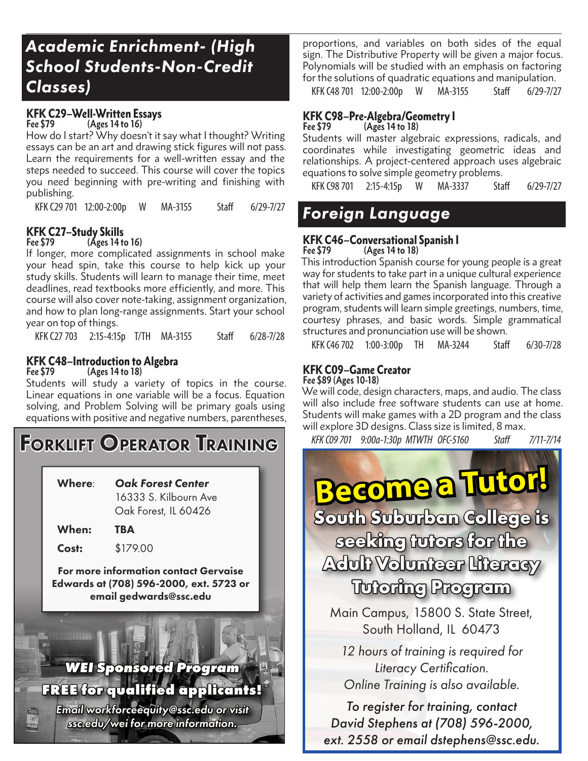## Academic Enrichment- (High School Students-Non-Credit Classes)

### KFK C29–Well-Written Essays

**Fee $79 (Ages 14 to 16)**

How do I start? Why doesn't it say what I thought? Writing essays can be an art and drawing stick figures will not pass. Learn the requirements for a well-written essay and the steps needed to succeed. This course will cover the topics you need beginning with pre-writing and finishing with publishing.

KFK C29 701 12:00-2:00p W MA-3155 Staff 6/29-7/27

### KFK C27–Study Skills

**Fee $79 (Ages 14 to 16)**

If longer, more complicated assignments in school make your head spin, take this course to help kick up your study skills. Students will learn to manage their time, meet deadlines, read textbooks more efficiently, and more. This course will also cover note-taking, assignment organization, and how to plan long-range assignments. Start your school year on top of things.

KFK C27 703 2:15-4:15p T/TH MA-3155 Staff 6/28-7/28

### KFK C48–Introduction to Algebra

**Fee $79 (Ages 14 to 18)**

Students will study a variety of topics in the course. Linear equations in one variable will be a focus. Equation solving, and Problem Solving will be primary goals using equations with positive and negative numbers, parentheses, proportions, and variables on both sides of the equal sign. The Distributive Property will be given a major focus. Polynomials will be studied with an emphasis on factoring for the solutions of quadratic equations and manipulation.

KFK C48 701 12:00-2:00p W MA-3155 Staff 6/29-7/27

### KFK C98–Pre-Algebra/Geometry I

**Fee $79 (Ages 14 to 18)**

Students will master algebraic expressions, radicals, and coordinates while investigating geometric ideas and relationships. A project-centered approach uses algebraic equations to solve simple geometry problems.

KFK C98 701 2:15-4:15p W MA-3337 Staff 6/29-7/27

## Foreign Language

### KFK C46–Conversational Spanish I

**Fee $79 (Ages 14 to 18)**

This introduction Spanish course for young people is a great way for students to take part in a unique cultural experience that will help them learn the Spanish language. Through a variety of activities and games incorporated into this creative program, students will learn simple greetings, numbers, time, courtesy phrases, and basic words. Simple grammatical structures and pronunciation use will be shown.

KFK C46 702 1:00-3:00p TH MA-3244 Staff 6/30-7/28

### KFK C09–Game Creator

**Fee $89 (Ages 10-18)**

We will code, design characters, maps, and audio. The class will also include free software students can use at home. Students will make games with a 2D program and the class will explore 3D designs. Class size is limited, 8 max.

*KFK C09 701 9:00a-1:30p MTWTH OFC-5160 Staff 7/11-7/14*

## Forklift Operator Training

**Where:** ***Oak Forest Center***
16333 S. Kilbourn Ave
Oak Forest, IL 60426

**When:** **TBA**

**Cost:** $179.00

**For more information contact Gervaise Edwards at (708) 596-2000, ext. 5723 or email gedwards@ssc.edu**

***WEI Sponsored Program***

**FREE for qualified applicants!**

***Email workforceequity@ssc.edu or visit ssc.edu/wei for more information.***

## Become a Tutor!

**South Suburban College is seeking tutors for the Adult Volunteer Literacy Tutoring Program**

Main Campus, 15800 S. State Street, South Holland, IL 60473

*12 hours of training is required for Literacy Certification.*
*Online Training is also available.*

*To register for training, contact David Stephens at (708) 596-2000, ext. 2558 or email dstephens@ssc.edu.*